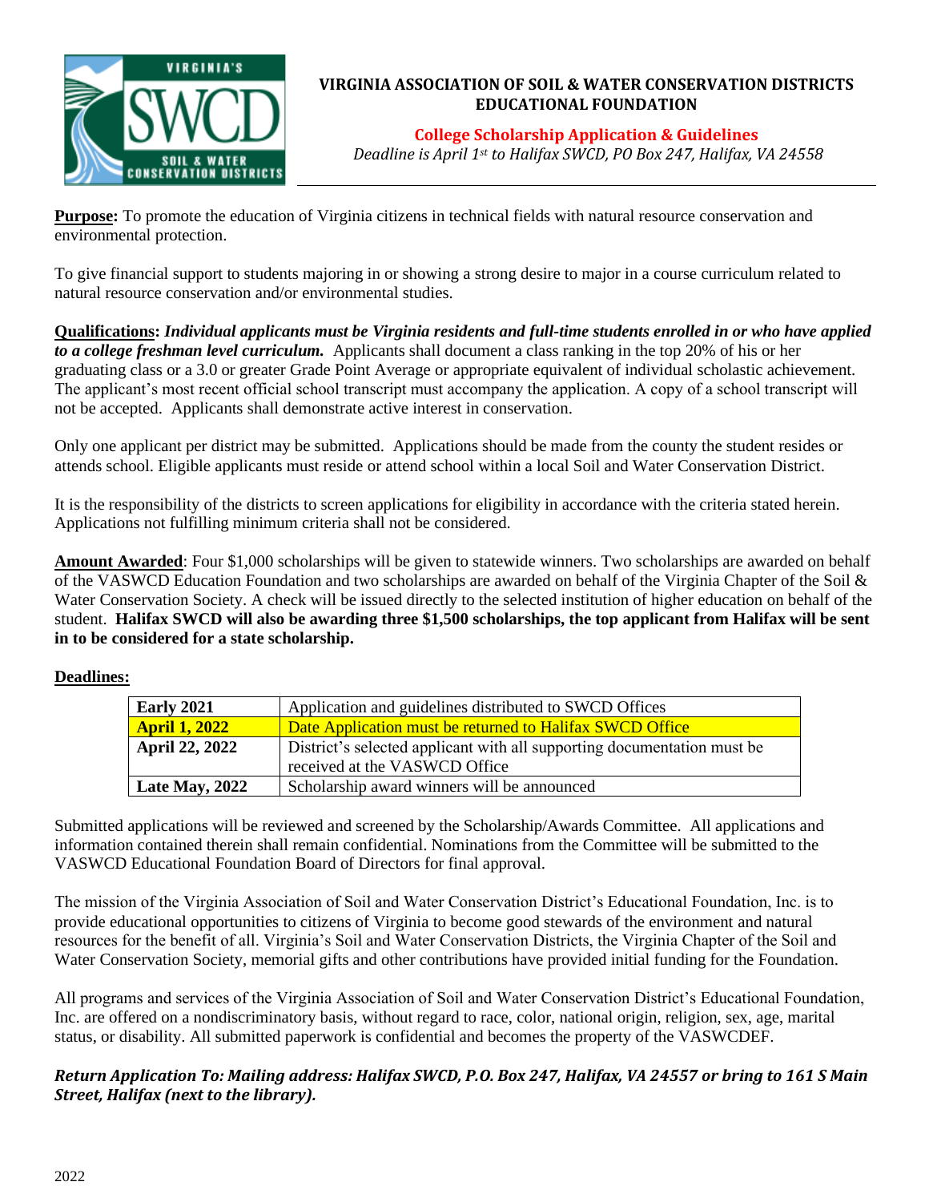# VIRGINIA ASSOCIATION OF SOIL & WATER CONSERVATION DISTRICTS EDUCATIONAL FOUNDATION

## College Scholarship Application & Guidelines

*Deadline is April 1st to Halifax SWCD, PO Box 247, Halifax, VA 24558*

---

**Purpose:** To promote the education of Virginia citizens in technical fields with natural resource conservation and environmental protection.

To give financial support to students majoring in or showing a strong desire to major in a course curriculum related to natural resource conservation and/or environmental studies.

**Qualifications:** ***Individual applicants must be Virginia residents and full-time students enrolled in or who have applied to a college freshman level curriculum.*** Applicants shall document a class ranking in the top 20% of his or her graduating class or a 3.0 or greater Grade Point Average or appropriate equivalent of individual scholastic achievement. The applicant's most recent official school transcript must accompany the application. A copy of a school transcript will not be accepted. Applicants shall demonstrate active interest in conservation.

Only one applicant per district may be submitted. Applications should be made from the county the student resides or attends school. Eligible applicants must reside or attend school within a local Soil and Water Conservation District.

It is the responsibility of the districts to screen applications for eligibility in accordance with the criteria stated herein. Applications not fulfilling minimum criteria shall not be considered.

**Amount Awarded**: Four $1,000 scholarships will be given to statewide winners. Two scholarships are awarded on behalf of the VASWCD Education Foundation and two scholarships are awarded on behalf of the Virginia Chapter of the Soil & Water Conservation Society. A check will be issued directly to the selected institution of higher education on behalf of the student. **Halifax SWCD will also be awarding three $1,500 scholarships, the top applicant from Halifax will be sent in to be considered for a state scholarship.**

**Deadlines:**

| Date | Event |
|---|---|
| **Early 2021** | Application and guidelines distributed to SWCD Offices |
| **April 1, 2022** | Date Application must be returned to Halifax SWCD Office |
| **April 22, 2022** | District's selected applicant with all supporting documentation must be received at the VASWCD Office |
| **Late May, 2022** | Scholarship award winners will be announced |

Submitted applications will be reviewed and screened by the Scholarship/Awards Committee. All applications and information contained therein shall remain confidential. Nominations from the Committee will be submitted to the VASWCD Educational Foundation Board of Directors for final approval.

The mission of the Virginia Association of Soil and Water Conservation District's Educational Foundation, Inc. is to provide educational opportunities to citizens of Virginia to become good stewards of the environment and natural resources for the benefit of all. Virginia's Soil and Water Conservation Districts, the Virginia Chapter of the Soil and Water Conservation Society, memorial gifts and other contributions have provided initial funding for the Foundation.

All programs and services of the Virginia Association of Soil and Water Conservation District's Educational Foundation, Inc. are offered on a nondiscriminatory basis, without regard to race, color, national origin, religion, sex, age, marital status, or disability. All submitted paperwork is confidential and becomes the property of the VASWCDEF.

***Return Application To: Mailing address: Halifax SWCD, P.O. Box 247, Halifax, VA 24557 or bring to 161 S Main Street, Halifax (next to the library).***

2022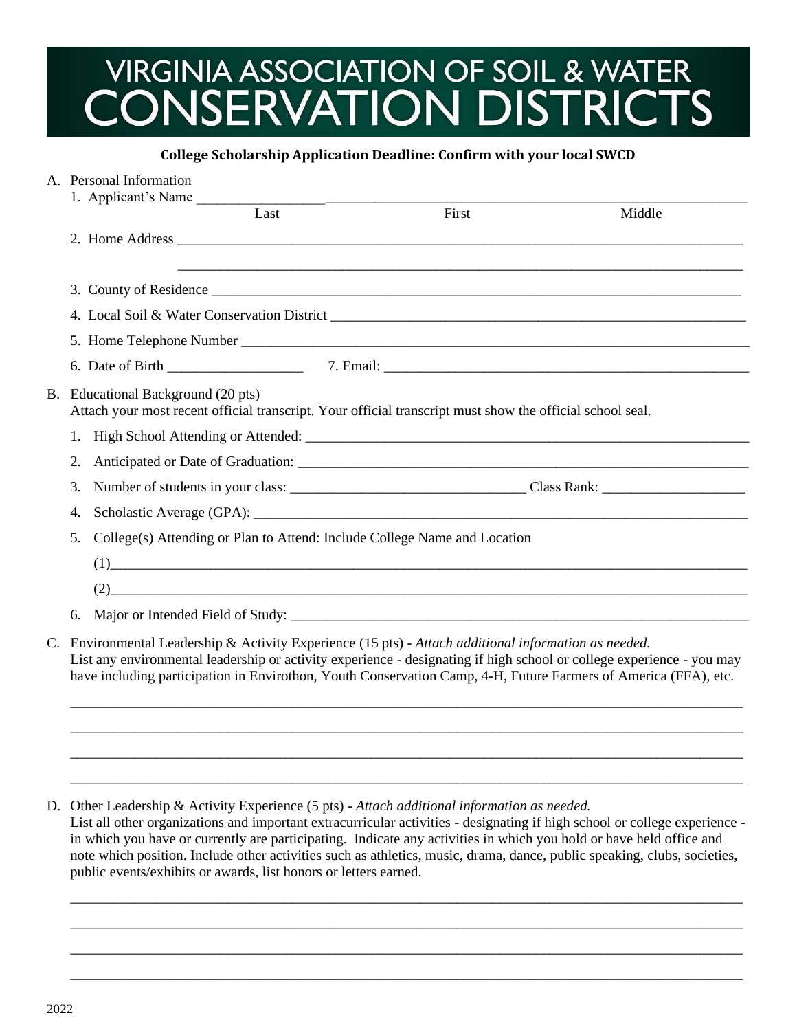# VIRGINIA ASSOCIATION OF SOIL & WATER CONSERVATION DISTRICTS

**College Scholarship Application Deadline: Confirm with your local SWCD**

A. Personal Information

1. Applicant's Name ___________________________________________________________
   Last                    First                    Middle

2. Home Address ___________________________________________________________

   ___________________________________________________________

3. County of Residence ___________________________________________________________

4. Local Soil & Water Conservation District ___________________________________________

5. Home Telephone Number ___________________________________________________________

6. Date of Birth ___________________ 7. Email: ___________________________________________

B. Educational Background (20 pts)
Attach your most recent official transcript. Your official transcript must show the official school seal.

1. High School Attending or Attended: ___________________________________________

2. Anticipated or Date of Graduation: ___________________________________________

3. Number of students in your class: _________________________ Class Rank: ___________________

4. Scholastic Average (GPA): ___________________________________________

5. College(s) Attending or Plan to Attend: Include College Name and Location

   (1)___________________________________________________________

   (2)___________________________________________________________

6. Major or Intended Field of Study: ___________________________________________

C. Environmental Leadership & Activity Experience (15 pts) - *Attach additional information as needed.*
List any environmental leadership or activity experience - designating if high school or college experience - you may have including participation in Envirothon, Youth Conservation Camp, 4-H, Future Farmers of America (FFA), etc.

___________________________________________________________

___________________________________________________________

___________________________________________________________

___________________________________________________________

D. Other Leadership & Activity Experience (5 pts) - *Attach additional information as needed.*
List all other organizations and important extracurricular activities - designating if high school or college experience - in which you have or currently are participating. Indicate any activities in which you hold or have held office and note which position. Include other activities such as athletics, music, drama, dance, public speaking, clubs, societies, public events/exhibits or awards, list honors or letters earned.

___________________________________________________________

___________________________________________________________

___________________________________________________________

___________________________________________________________

2022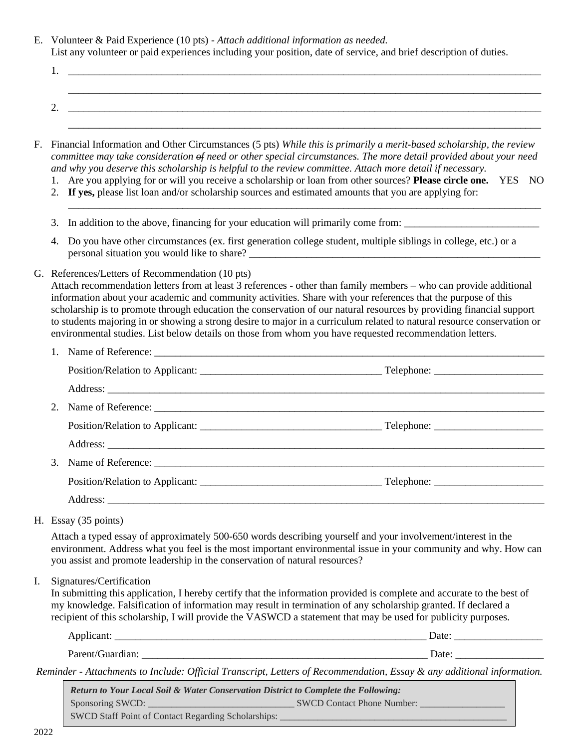E. Volunteer & Paid Experience (10 pts) - *Attach additional information as needed.*
List any volunteer or paid experiences including your position, date of service, and brief description of duties.

1. ______________________________________________________________________________________

   ______________________________________________________________________________________

2. ______________________________________________________________________________________

   ______________________________________________________________________________________

F. Financial Information and Other Circumstances (5 pts) *While this is primarily a merit-based scholarship, the review committee may take consideration ~~of~~ need or other special circumstances. The more detail provided about your need and why you deserve this scholarship is helpful to the review committee. Attach more detail if necessary.*

1. Are you applying for or will you receive a scholarship or loan from other sources? **Please circle one.** YES NO
2. **If yes,** please list loan and/or scholarship sources and estimated amounts that you are applying for:
   ______________________________________________________________________________________
3. In addition to the above, financing for your education will primarily come from: __________________________
4. Do you have other circumstances (ex. first generation college student, multiple siblings in college, etc.) or a personal situation you would like to share? ___________________________________________________________

G. References/Letters of Recommendation (10 pts)
Attach recommendation letters from at least 3 references - other than family members – who can provide additional information about your academic and community activities. Share with your references that the purpose of this scholarship is to promote through education the conservation of our natural resources by providing financial support to students majoring in or showing a strong desire to major in a curriculum related to natural resource conservation or environmental studies. List below details on those from whom you have requested recommendation letters.

1. Name of Reference: ________________________________________________________________________

   Position/Relation to Applicant: ___________________________________ Telephone: _____________________

   Address: _________________________________________________________________________________

2. Name of Reference: ________________________________________________________________________

   Position/Relation to Applicant: ___________________________________ Telephone: _____________________

   Address: _________________________________________________________________________________

3. Name of Reference: ________________________________________________________________________

   Position/Relation to Applicant: ___________________________________ Telephone: _____________________

   Address: _________________________________________________________________________________

H. Essay (35 points)

Attach a typed essay of approximately 500-650 words describing yourself and your involvement/interest in the environment. Address what you feel is the most important environmental issue in your community and why. How can you assist and promote leadership in the conservation of natural resources?

I. Signatures/Certification
In submitting this application, I hereby certify that the information provided is complete and accurate to the best of my knowledge. Falsification of information may result in termination of any scholarship granted. If declared a recipient of this scholarship, I will provide the VASWCD a statement that may be used for publicity purposes.

Applicant: ________________________________________________________________ Date: _________________

Parent/Guardian: ___________________________________________________________ Date: _________________

*Reminder - Attachments to Include: Official Transcript, Letters of Recommendation, Essay & any additional information.*

***Return to Your Local Soil & Water Conservation District to Complete the Following:***

Sponsoring SWCD: ______________________________ SWCD Contact Phone Number: __________________

SWCD Staff Point of Contact Regarding Scholarships: _________________________________________________

2022